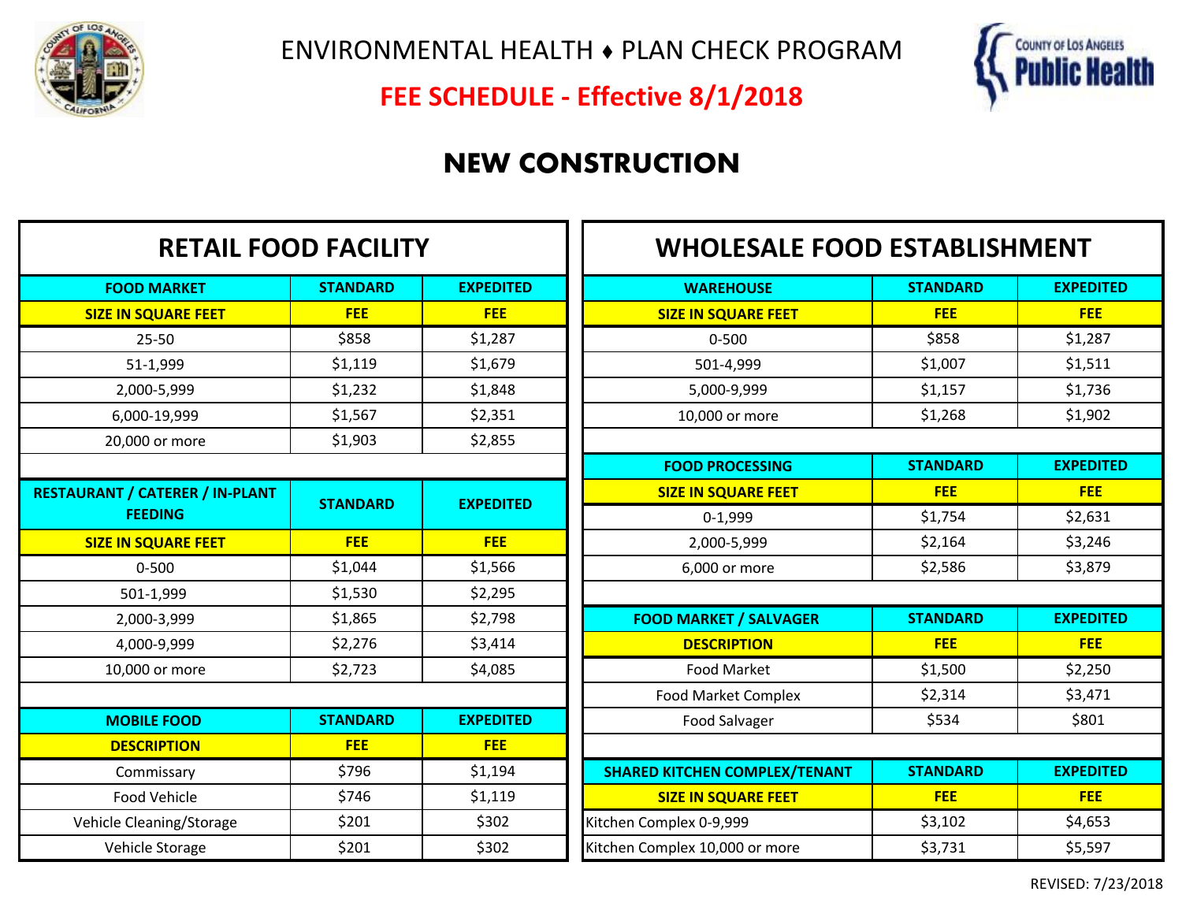# ENVIRONMENTAL HEALTH ♦ PLAN CHECK PROGRAM

## FEE SCHEDULE - Effective 8/1/2018

## NEW CONSTRUCTION

### RETAIL FOOD FACILITY

| FOOD MARKET | STANDARD | EXPEDITED |
|---|---|---|
| **SIZE IN SQUARE FEET** | **FEE** | **FEE** |
| 25-50 | $858 | $1,287 |
| 51-1,999 | $1,119 | $1,679 |
| 2,000-5,999 | $1,232 | $1,848 |
| 6,000-19,999 | $1,567 | $2,351 |
| 20,000 or more | $1,903 | $2,855 |

| RESTAURANT / CATERER / IN-PLANT FEEDING | STANDARD | EXPEDITED |
|---|---|---|
| **SIZE IN SQUARE FEET** | **FEE** | **FEE** |
| 0-500 | $1,044 | $1,566 |
| 501-1,999 | $1,530 | $2,295 |
| 2,000-3,999 | $1,865 | $2,798 |
| 4,000-9,999 | $2,276 | $3,414 |
| 10,000 or more | $2,723 | $4,085 |

| MOBILE FOOD | STANDARD | EXPEDITED |
|---|---|---|
| **DESCRIPTION** | **FEE** | **FEE** |
| Commissary | $796 | $1,194 |
| Food Vehicle | $746 | $1,119 |
| Vehicle Cleaning/Storage | $201 | $302 |
| Vehicle Storage | $201 | $302 |

### WHOLESALE FOOD ESTABLISHMENT

| WAREHOUSE | STANDARD | EXPEDITED |
|---|---|---|
| **SIZE IN SQUARE FEET** | **FEE** | **FEE** |
| 0-500 | $858 | $1,287 |
| 501-4,999 | $1,007 | $1,511 |
| 5,000-9,999 | $1,157 | $1,736 |
| 10,000 or more | $1,268 | $1,902 |

| FOOD PROCESSING | STANDARD | EXPEDITED |
|---|---|---|
| **SIZE IN SQUARE FEET** | **FEE** | **FEE** |
| 0-1,999 | $1,754 | $2,631 |
| 2,000-5,999 | $2,164 | $3,246 |
| 6,000 or more | $2,586 | $3,879 |

| FOOD MARKET / SALVAGER | STANDARD | EXPEDITED |
|---|---|---|
| **DESCRIPTION** | **FEE** | **FEE** |
| Food Market | $1,500 | $2,250 |
| Food Market Complex | $2,314 | $3,471 |
| Food Salvager | $534 | $801 |

| SHARED KITCHEN COMPLEX/TENANT | STANDARD | EXPEDITED |
|---|---|---|
| **SIZE IN SQUARE FEET** | **FEE** | **FEE** |
| Kitchen Complex 0-9,999 | $3,102 | $4,653 |
| Kitchen Complex 10,000 or more | $3,731 | $5,597 |

REVISED: 7/23/2018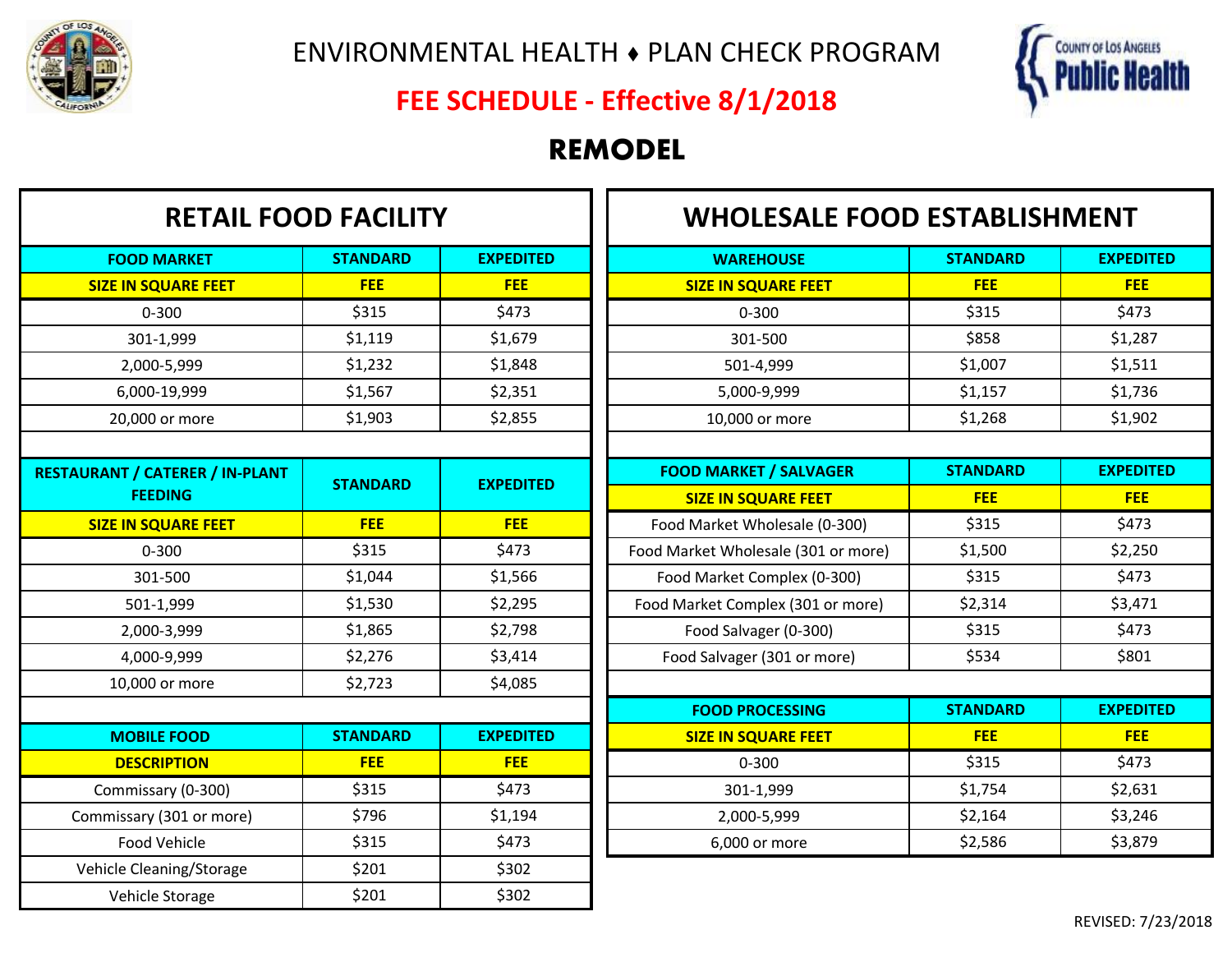# ENVIRONMENTAL HEALTH ♦ PLAN CHECK PROGRAM

## FEE SCHEDULE - Effective 8/1/2018

## REMODEL

### RETAIL FOOD FACILITY

| FOOD MARKET | STANDARD | EXPEDITED |
|---|---|---|
| **SIZE IN SQUARE FEET** | **FEE** | **FEE** |
| 0-300 | $315 | $473 |
| 301-1,999 | $1,119 | $1,679 |
| 2,000-5,999 | $1,232 | $1,848 |
| 6,000-19,999 | $1,567 | $2,351 |
| 20,000 or more | $1,903 | $2,855 |

| RESTAURANT / CATERER / IN-PLANT FEEDING | STANDARD | EXPEDITED |
|---|---|---|
| **SIZE IN SQUARE FEET** | **FEE** | **FEE** |
| 0-300 | $315 | $473 |
| 301-500 | $1,044 | $1,566 |
| 501-1,999 | $1,530 | $2,295 |
| 2,000-3,999 | $1,865 | $2,798 |
| 4,000-9,999 | $2,276 | $3,414 |
| 10,000 or more | $2,723 | $4,085 |

| MOBILE FOOD | STANDARD | EXPEDITED |
|---|---|---|
| **DESCRIPTION** | **FEE** | **FEE** |
| Commissary (0-300) | $315 | $473 |
| Commissary (301 or more) | $796 | $1,194 |
| Food Vehicle | $315 | $473 |
| Vehicle Cleaning/Storage | $201 | $302 |
| Vehicle Storage | $201 | $302 |

### WHOLESALE FOOD ESTABLISHMENT

| WAREHOUSE | STANDARD | EXPEDITED |
|---|---|---|
| **SIZE IN SQUARE FEET** | **FEE** | **FEE** |
| 0-300 | $315 | $473 |
| 301-500 | $858 | $1,287 |
| 501-4,999 | $1,007 | $1,511 |
| 5,000-9,999 | $1,157 | $1,736 |
| 10,000 or more | $1,268 | $1,902 |

| FOOD MARKET / SALVAGER | STANDARD | EXPEDITED |
|---|---|---|
| **SIZE IN SQUARE FEET** | **FEE** | **FEE** |
| Food Market Wholesale (0-300) | $315 | $473 |
| Food Market Wholesale (301 or more) | $1,500 | $2,250 |
| Food Market Complex (0-300) | $315 | $473 |
| Food Market Complex (301 or more) | $2,314 | $3,471 |
| Food Salvager (0-300) | $315 | $473 |
| Food Salvager (301 or more) | $534 | $801 |

| FOOD PROCESSING | STANDARD | EXPEDITED |
|---|---|---|
| **SIZE IN SQUARE FEET** | **FEE** | **FEE** |
| 0-300 | $315 | $473 |
| 301-1,999 | $1,754 | $2,631 |
| 2,000-5,999 | $2,164 | $3,246 |
| 6,000 or more | $2,586 | $3,879 |

REVISED: 7/23/2018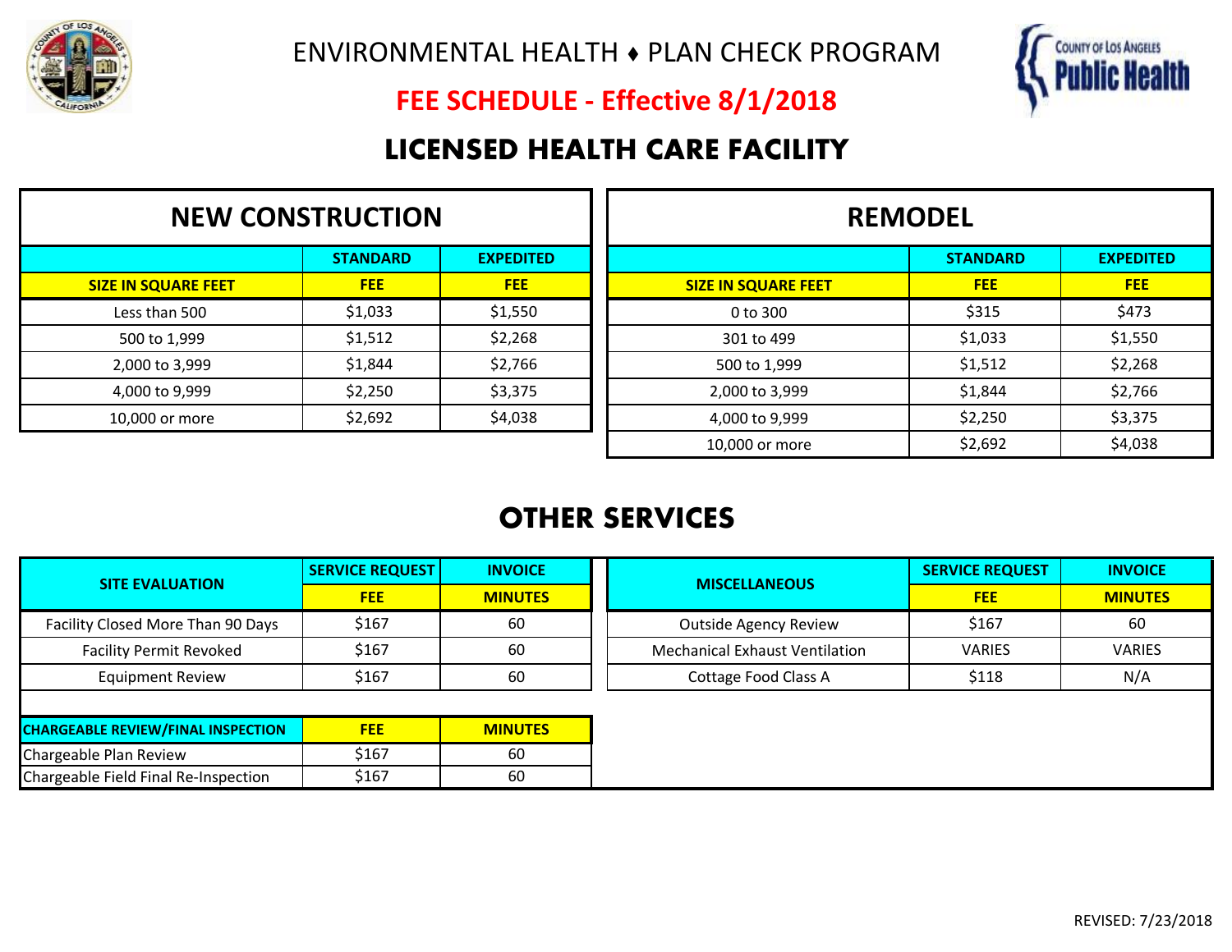# ENVIRONMENTAL HEALTH ♦ PLAN CHECK PROGRAM

## FEE SCHEDULE - Effective 8/1/2018

## LICENSED HEALTH CARE FACILITY

### NEW CONSTRUCTION

| | STANDARD | EXPEDITED |
|---|---|---|
| SIZE IN SQUARE FEET | FEE | FEE |
| Less than 500 | $1,033 | $1,550 |
| 500 to 1,999 | $1,512 | $2,268 |
| 2,000 to 3,999 | $1,844 | $2,766 |
| 4,000 to 9,999 | $2,250 | $3,375 |
| 10,000 or more | $2,692 | $4,038 |

### REMODEL

| | STANDARD | EXPEDITED |
|---|---|---|
| SIZE IN SQUARE FEET | FEE | FEE |
| 0 to 300 | $315 | $473 |
| 301 to 499 | $1,033 | $1,550 |
| 500 to 1,999 | $1,512 | $2,268 |
| 2,000 to 3,999 | $1,844 | $2,766 |
| 4,000 to 9,999 | $2,250 | $3,375 |
| 10,000 or more | $2,692 | $4,038 |

## OTHER SERVICES

| SITE EVALUATION | SERVICE REQUEST | INVOICE |
|---|---|---|
| | FEE | MINUTES |
| Facility Closed More Than 90 Days | $167 | 60 |
| Facility Permit Revoked | $167 | 60 |
| Equipment Review | $167 | 60 |

| MISCELLANEOUS | SERVICE REQUEST | INVOICE |
|---|---|---|
| | FEE | MINUTES |
| Outside Agency Review | $167 | 60 |
| Mechanical Exhaust Ventilation | VARIES | VARIES |
| Cottage Food Class A | $118 | N/A |

| CHARGEABLE REVIEW/FINAL INSPECTION | FEE | MINUTES |
|---|---|---|
| Chargeable Plan Review | $167 | 60 |
| Chargeable Field Final Re-Inspection | $167 | 60 |

REVISED: 7/23/2018